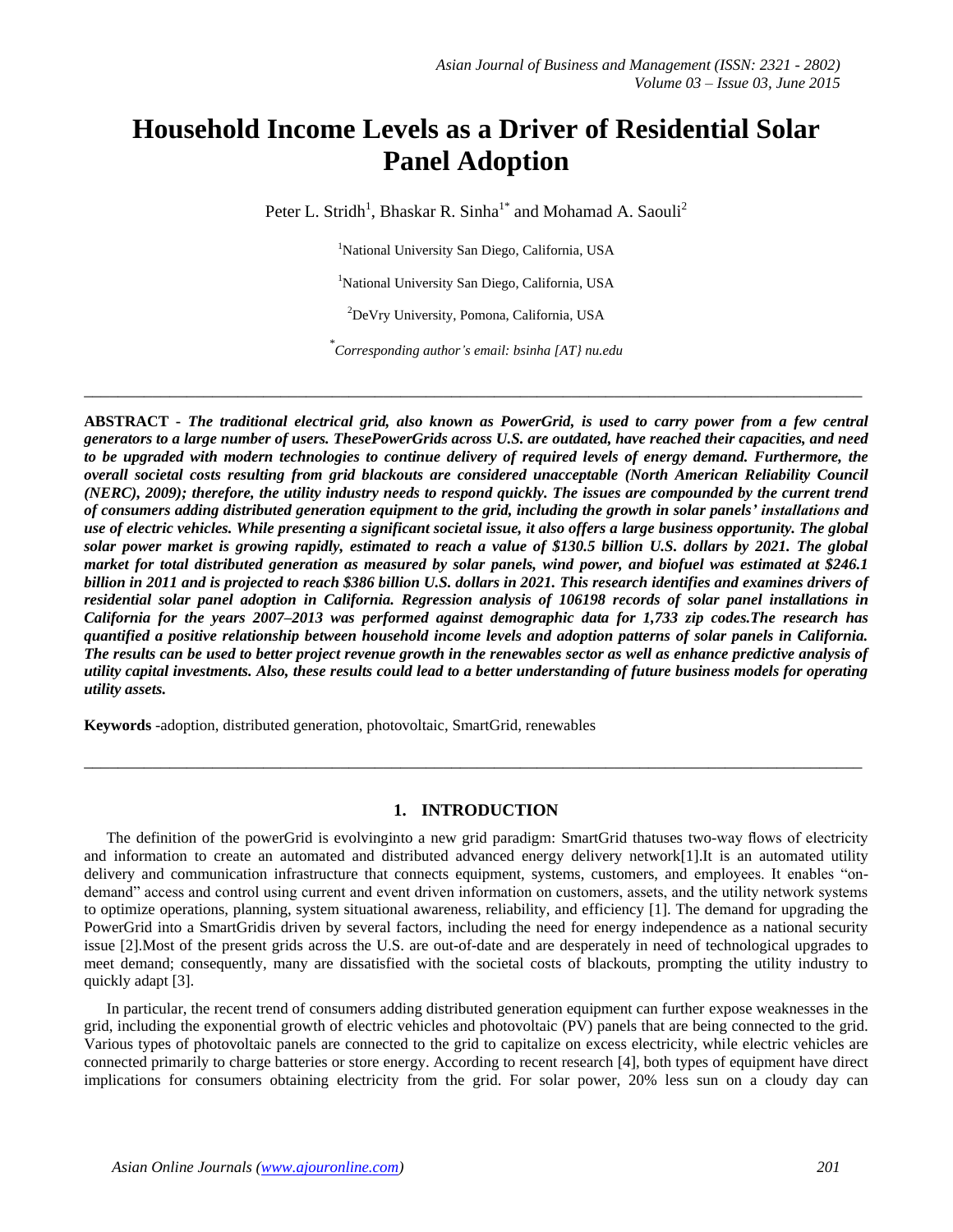# Household Income Levels as a Driver of Residential Solar Panel Adoption

Peter L. Stridh[1], Bhaskar R. Sinha[1*] and Mohamad A. Saouli[2]

[1]National University San Diego, California, USA

[1]National University San Diego, California, USA

[2]DeVry University, Pomona, California, USA

[*]*Corresponding author's email: bsinha [AT} nu.edu*

---

**ABSTRACT** - ***The traditional electrical grid, also known as PowerGrid, is used to carry power from a few central generators to a large number of users. ThesePowerGrids across U.S. are outdated, have reached their capacities, and need to be upgraded with modern technologies to continue delivery of required levels of energy demand. Furthermore, the overall societal costs resulting from grid blackouts are considered unacceptable (North American Reliability Council (NERC), 2009); therefore, the utility industry needs to respond quickly. The issues are compounded by the current trend of consumers adding distributed generation equipment to the grid, including the growth in solar panels' installations and use of electric vehicles. While presenting a significant societal issue, it also offers a large business opportunity. The global solar power market is growing rapidly, estimated to reach a value of $130.5 billion U.S. dollars by 2021. The global market for total distributed generation as measured by solar panels, wind power, and biofuel was estimated at $246.1 billion in 2011 and is projected to reach $386 billion U.S. dollars in 2021. This research identifies and examines drivers of residential solar panel adoption in California. Regression analysis of 106198 records of solar panel installations in California for the years 2007–2013 was performed against demographic data for 1,733 zip codes.The research has quantified a positive relationship between household income levels and adoption patterns of solar panels in California. The results can be used to better project revenue growth in the renewables sector as well as enhance predictive analysis of utility capital investments. Also, these results could lead to a better understanding of future business models for operating utility assets.***

**Keywords** -adoption, distributed generation, photovoltaic, SmartGrid, renewables

---

## 1. INTRODUCTION

The definition of the powerGrid is evolvinginto a new grid paradigm: SmartGrid thatuses two-way flows of electricity and information to create an automated and distributed advanced energy delivery network[1].It is an automated utility delivery and communication infrastructure that connects equipment, systems, customers, and employees. It enables "on-demand" access and control using current and event driven information on customers, assets, and the utility network systems to optimize operations, planning, system situational awareness, reliability, and efficiency [1]. The demand for upgrading the PowerGrid into a SmartGridis driven by several factors, including the need for energy independence as a national security issue [2].Most of the present grids across the U.S. are out-of-date and are desperately in need of technological upgrades to meet demand; consequently, many are dissatisfied with the societal costs of blackouts, prompting the utility industry to quickly adapt [3].

In particular, the recent trend of consumers adding distributed generation equipment can further expose weaknesses in the grid, including the exponential growth of electric vehicles and photovoltaic (PV) panels that are being connected to the grid. Various types of photovoltaic panels are connected to the grid to capitalize on excess electricity, while electric vehicles are connected primarily to charge batteries or store energy. According to recent research [4], both types of equipment have direct implications for consumers obtaining electricity from the grid. For solar power, 20% less sun on a cloudy day can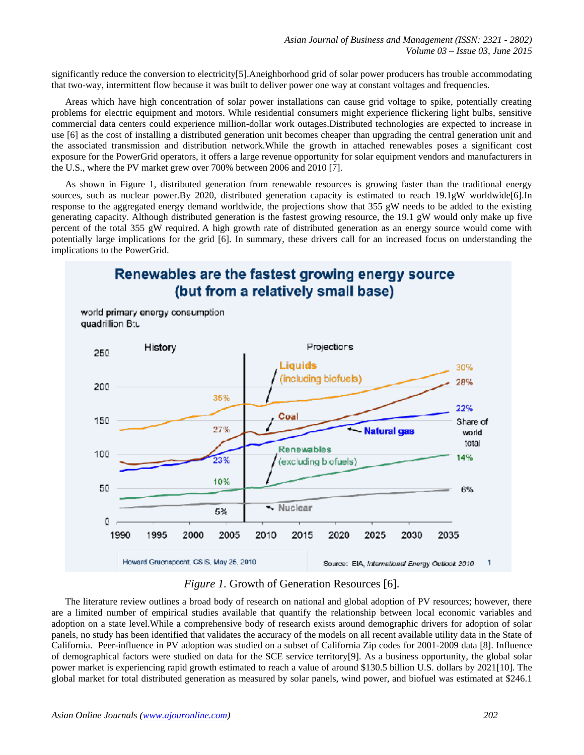significantly reduce the conversion to electricity[5].Aneighborhood grid of solar power producers has trouble accommodating that two-way, intermittent flow because it was built to deliver power one way at constant voltages and frequencies.

Areas which have high concentration of solar power installations can cause grid voltage to spike, potentially creating problems for electric equipment and motors. While residential consumers might experience flickering light bulbs, sensitive commercial data centers could experience million-dollar work outages.Distributed technologies are expected to increase in use [6] as the cost of installing a distributed generation unit becomes cheaper than upgrading the central generation unit and the associated transmission and distribution network.While the growth in attached renewables poses a significant cost exposure for the PowerGrid operators, it offers a large revenue opportunity for solar equipment vendors and manufacturers in the U.S., where the PV market grew over 700% between 2006 and 2010 [7].

As shown in Figure 1, distributed generation from renewable resources is growing faster than the traditional energy sources, such as nuclear power.By 2020, distributed generation capacity is estimated to reach 19.1gW worldwide[6].In response to the aggregated energy demand worldwide, the projections show that 355 gW needs to be added to the existing generating capacity. Although distributed generation is the fastest growing resource, the 19.1 gW would only make up five percent of the total 355 gW required. A high growth rate of distributed generation as an energy source would come with potentially large implications for the grid [6]. In summary, these drivers call for an increased focus on understanding the implications to the PowerGrid.

*Figure 1.* Growth of Generation Resources [6].

The literature review outlines a broad body of research on national and global adoption of PV resources; however, there are a limited number of empirical studies available that quantify the relationship between local economic variables and adoption on a state level.While a comprehensive body of research exists around demographic drivers for adoption of solar panels, no study has been identified that validates the accuracy of the models on all recent available utility data in the State of California. Peer-influence in PV adoption was studied on a subset of California Zip codes for 2001-2009 data [8]. Influence of demographical factors were studied on data for the SCE service territory[9]. As a business opportunity, the global solar power market is experiencing rapid growth estimated to reach a value of around $130.5 billion U.S. dollars by 2021[10]. The global market for total distributed generation as measured by solar panels, wind power, and biofuel was estimated at $246.1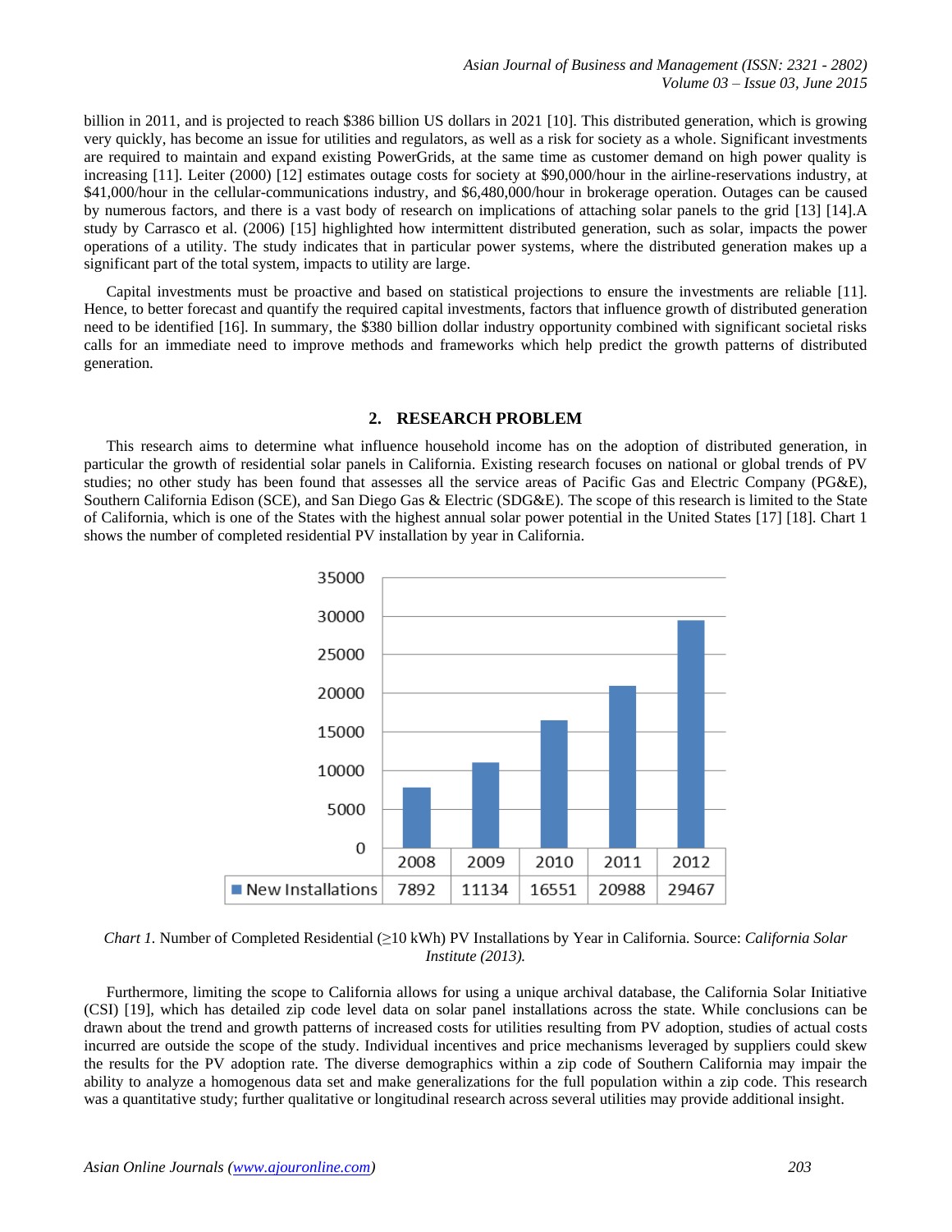billion in 2011, and is projected to reach $386 billion US dollars in 2021 [10]. This distributed generation, which is growing very quickly, has become an issue for utilities and regulators, as well as a risk for society as a whole. Significant investments are required to maintain and expand existing PowerGrids, at the same time as customer demand on high power quality is increasing [11]. Leiter (2000) [12] estimates outage costs for society at $90,000/hour in the airline-reservations industry, at $41,000/hour in the cellular-communications industry, and $6,480,000/hour in brokerage operation. Outages can be caused by numerous factors, and there is a vast body of research on implications of attaching solar panels to the grid [13] [14].A study by Carrasco et al. (2006) [15] highlighted how intermittent distributed generation, such as solar, impacts the power operations of a utility. The study indicates that in particular power systems, where the distributed generation makes up a significant part of the total system, impacts to utility are large.

Capital investments must be proactive and based on statistical projections to ensure the investments are reliable [11]. Hence, to better forecast and quantify the required capital investments, factors that influence growth of distributed generation need to be identified [16]. In summary, the $380 billion dollar industry opportunity combined with significant societal risks calls for an immediate need to improve methods and frameworks which help predict the growth patterns of distributed generation.

## 2. RESEARCH PROBLEM

This research aims to determine what influence household income has on the adoption of distributed generation, in particular the growth of residential solar panels in California. Existing research focuses on national or global trends of PV studies; no other study has been found that assesses all the service areas of Pacific Gas and Electric Company (PG&E), Southern California Edison (SCE), and San Diego Gas & Electric (SDG&E). The scope of this research is limited to the State of California, which is one of the States with the highest annual solar power potential in the United States [17] [18]. Chart 1 shows the number of completed residential PV installation by year in California.

| | 2008 | 2009 | 2010 | 2011 | 2012 |
|---|---|---|---|---|---|
| New Installations | 7892 | 11134 | 16551 | 20988 | 29467 |

*Chart 1.* Number of Completed Residential (≥10 kWh) PV Installations by Year in California. Source: *California Solar Institute (2013).*

Furthermore, limiting the scope to California allows for using a unique archival database, the California Solar Initiative (CSI) [19], which has detailed zip code level data on solar panel installations across the state. While conclusions can be drawn about the trend and growth patterns of increased costs for utilities resulting from PV adoption, studies of actual costs incurred are outside the scope of the study. Individual incentives and price mechanisms leveraged by suppliers could skew the results for the PV adoption rate. The diverse demographics within a zip code of Southern California may impair the ability to analyze a homogenous data set and make generalizations for the full population within a zip code. This research was a quantitative study; further qualitative or longitudinal research across several utilities may provide additional insight.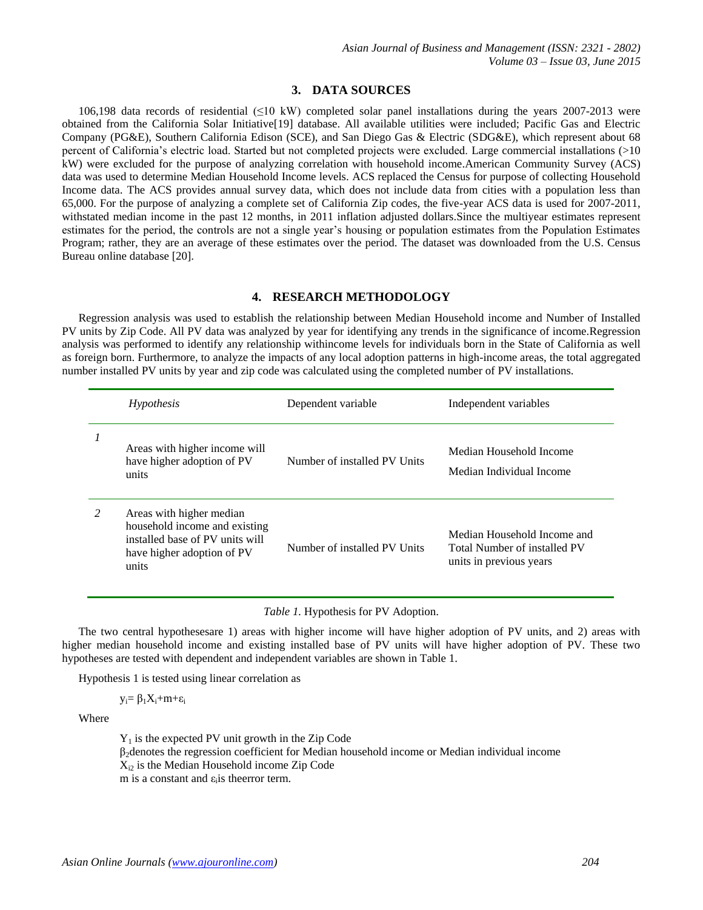## 3. DATA SOURCES

106,198 data records of residential (≤10 kW) completed solar panel installations during the years 2007-2013 were obtained from the California Solar Initiative[19] database. All available utilities were included; Pacific Gas and Electric Company (PG&E), Southern California Edison (SCE), and San Diego Gas & Electric (SDG&E), which represent about 68 percent of California's electric load. Started but not completed projects were excluded. Large commercial installations (>10 kW) were excluded for the purpose of analyzing correlation with household income.American Community Survey (ACS) data was used to determine Median Household Income levels. ACS replaced the Census for purpose of collecting Household Income data. The ACS provides annual survey data, which does not include data from cities with a population less than 65,000. For the purpose of analyzing a complete set of California Zip codes, the five-year ACS data is used for 2007-2011, withstated median income in the past 12 months, in 2011 inflation adjusted dollars.Since the multiyear estimates represent estimates for the period, the controls are not a single year's housing or population estimates from the Population Estimates Program; rather, they are an average of these estimates over the period. The dataset was downloaded from the U.S. Census Bureau online database [20].

## 4. RESEARCH METHODOLOGY

Regression analysis was used to establish the relationship between Median Household income and Number of Installed PV units by Zip Code. All PV data was analyzed by year for identifying any trends in the significance of income.Regression analysis was performed to identify any relationship withincome levels for individuals born in the State of California as well as foreign born. Furthermore, to analyze the impacts of any local adoption patterns in high-income areas, the total aggregated number installed PV units by year and zip code was calculated using the completed number of PV installations.

| | *Hypothesis* | Dependent variable | Independent variables |
|---|---|---|---|
| *1* | Areas with higher income will have higher adoption of PV units | Number of installed PV Units | Median Household Income<br>Median Individual Income |
| *2* | Areas with higher median household income and existing installed base of PV units will have higher adoption of PV units | Number of installed PV Units | Median Household Income and Total Number of installed PV units in previous years |

*Table 1.* Hypothesis for PV Adoption.

The two central hypothesesare 1) areas with higher income will have higher adoption of PV units, and 2) areas with higher median household income and existing installed base of PV units will have higher adoption of PV. These two hypotheses are tested with dependent and independent variables are shown in Table 1.

Hypothesis 1 is tested using linear correlation as

$$y_i = \beta_1 X_i + m + \varepsilon_i$$

Where

$Y_1$ is the expected PV unit growth in the Zip Code
$\beta_2$denotes the regression coefficient for Median household income or Median individual income
$X_{i2}$ is the Median Household income Zip Code
m is a constant and $\varepsilon_i$is theerror term.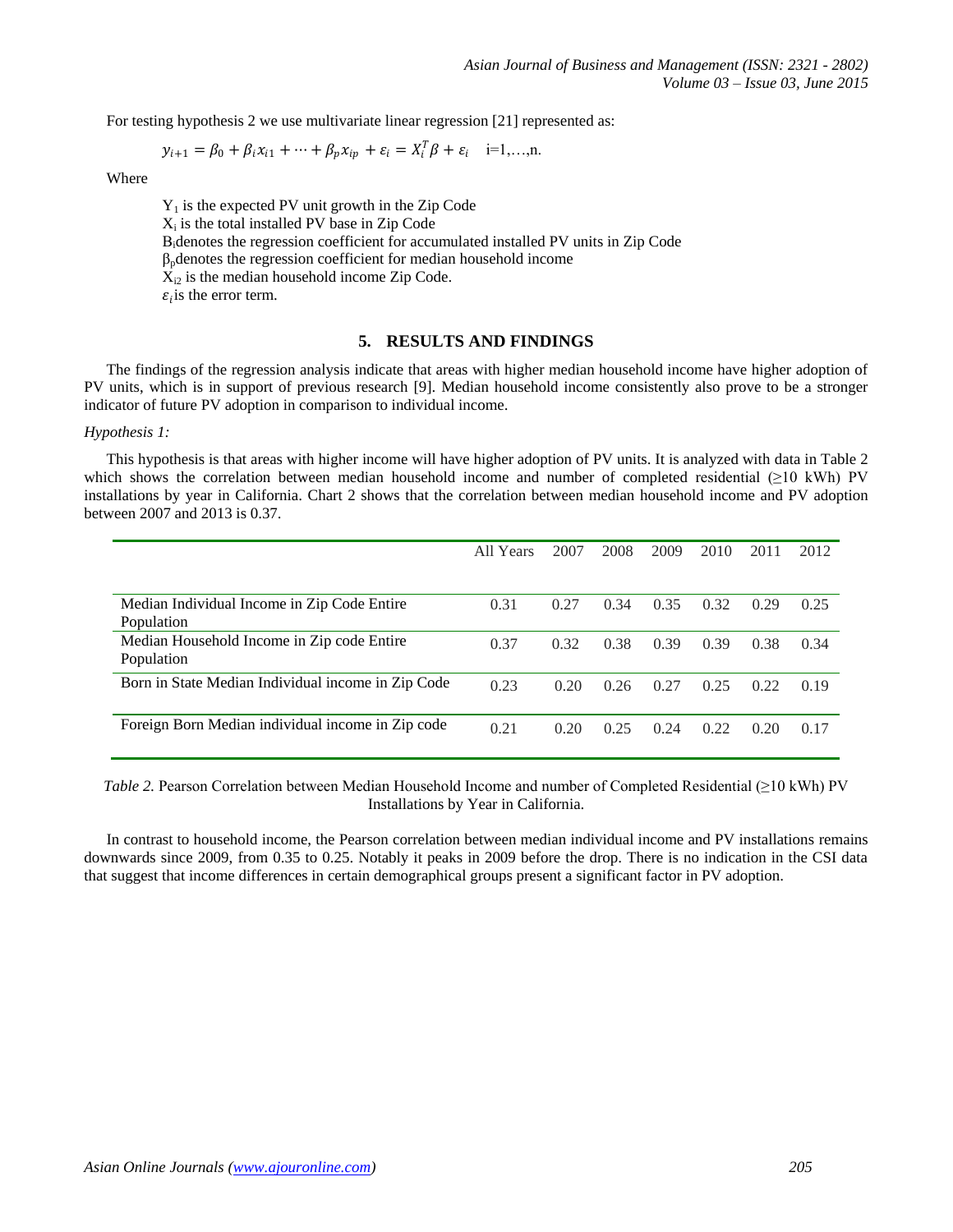For testing hypothesis 2 we use multivariate linear regression [21] represented as:

$$y_{i+1} = \beta_0 + \beta_i x_{i1} + \cdots + \beta_p x_{ip} + \varepsilon_i = X_i^T \beta + \varepsilon_i \quad \text{i=1,…,n.}$$

Where

$Y_1$ is the expected PV unit growth in the Zip Code
$X_i$ is the total installed PV base in Zip Code
$B_i$denotes the regression coefficient for accumulated installed PV units in Zip Code
$\beta_p$denotes the regression coefficient for median household income
$X_{i2}$ is the median household income Zip Code.
$\varepsilon_i$is the error term.

## 5. RESULTS AND FINDINGS

The findings of the regression analysis indicate that areas with higher median household income have higher adoption of PV units, which is in support of previous research [9]. Median household income consistently also prove to be a stronger indicator of future PV adoption in comparison to individual income.

*Hypothesis 1:*

This hypothesis is that areas with higher income will have higher adoption of PV units. It is analyzed with data in Table 2 which shows the correlation between median household income and number of completed residential (≥10 kWh) PV installations by year in California. Chart 2 shows that the correlation between median household income and PV adoption between 2007 and 2013 is 0.37.

| | All Years | 2007 | 2008 | 2009 | 2010 | 2011 | 2012 |
|---|---|---|---|---|---|---|---|
| Median Individual Income in Zip Code Entire Population | 0.31 | 0.27 | 0.34 | 0.35 | 0.32 | 0.29 | 0.25 |
| Median Household Income in Zip code Entire Population | 0.37 | 0.32 | 0.38 | 0.39 | 0.39 | 0.38 | 0.34 |
| Born in State Median Individual income in Zip Code | 0.23 | 0.20 | 0.26 | 0.27 | 0.25 | 0.22 | 0.19 |
| Foreign Born Median individual income in Zip code | 0.21 | 0.20 | 0.25 | 0.24 | 0.22 | 0.20 | 0.17 |

*Table 2.* Pearson Correlation between Median Household Income and number of Completed Residential (≥10 kWh) PV Installations by Year in California.

In contrast to household income, the Pearson correlation between median individual income and PV installations remains downwards since 2009, from 0.35 to 0.25. Notably it peaks in 2009 before the drop. There is no indication in the CSI data that suggest that income differences in certain demographical groups present a significant factor in PV adoption.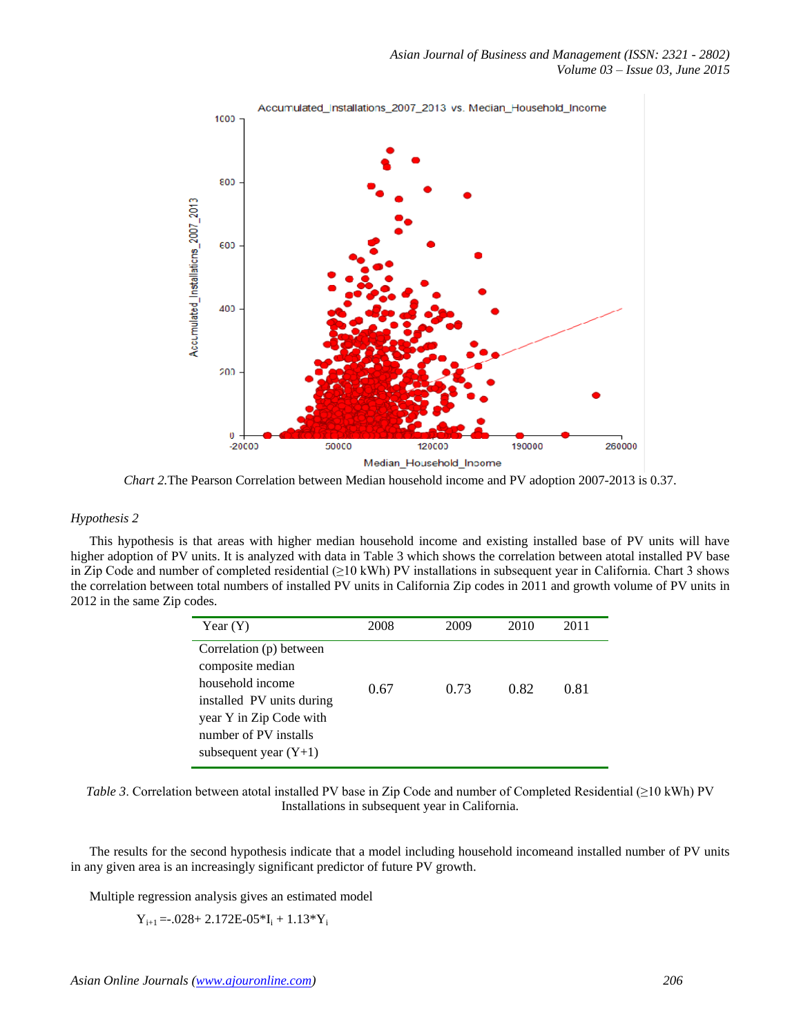*Chart 2.*The Pearson Correlation between Median household income and PV adoption 2007-2013 is 0.37.

*Hypothesis 2*

This hypothesis is that areas with higher median household income and existing installed base of PV units will have higher adoption of PV units. It is analyzed with data in Table 3 which shows the correlation between atotal installed PV base in Zip Code and number of completed residential (≥10 kWh) PV installations in subsequent year in California. Chart 3 shows the correlation between total numbers of installed PV units in California Zip codes in 2011 and growth volume of PV units in 2012 in the same Zip codes.

| Year (Y) | 2008 | 2009 | 2010 | 2011 |
|---|---|---|---|---|
| Correlation (p) between composite median household income installed PV units during year Y in Zip Code with number of PV installs subsequent year (Y+1) | 0.67 | 0.73 | 0.82 | 0.81 |

*Table 3*. Correlation between atotal installed PV base in Zip Code and number of Completed Residential (≥10 kWh) PV Installations in subsequent year in California.

The results for the second hypothesis indicate that a model including household incomeand installed number of PV units in any given area is an increasingly significant predictor of future PV growth.

Multiple regression analysis gives an estimated model

$$Y_{i+1} = -.028 + 2.172E\text{-}05 * I_i + 1.13 * Y_i$$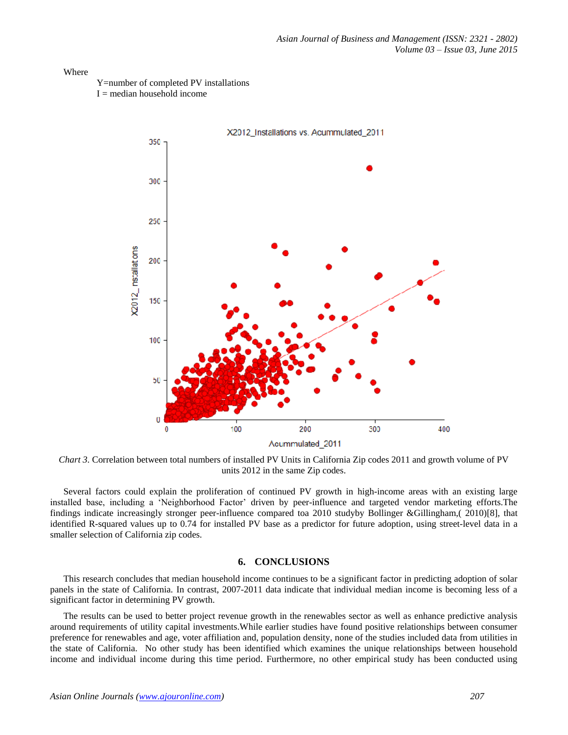Where

Y=number of completed PV installations
I = median household income

*Chart 3*. Correlation between total numbers of installed PV Units in California Zip codes 2011 and growth volume of PV units 2012 in the same Zip codes.

Several factors could explain the proliferation of continued PV growth in high-income areas with an existing large installed base, including a 'Neighborhood Factor' driven by peer-influence and targeted vendor marketing efforts.The findings indicate increasingly stronger peer-influence compared toa 2010 studyby Bollinger &Gillingham,( 2010)[8], that identified R-squared values up to 0.74 for installed PV base as a predictor for future adoption, using street-level data in a smaller selection of California zip codes.

## 6. CONCLUSIONS

This research concludes that median household income continues to be a significant factor in predicting adoption of solar panels in the state of California. In contrast, 2007-2011 data indicate that individual median income is becoming less of a significant factor in determining PV growth.

The results can be used to better project revenue growth in the renewables sector as well as enhance predictive analysis around requirements of utility capital investments.While earlier studies have found positive relationships between consumer preference for renewables and age, voter affiliation and, population density, none of the studies included data from utilities in the state of California. No other study has been identified which examines the unique relationships between household income and individual income during this time period. Furthermore, no other empirical study has been conducted using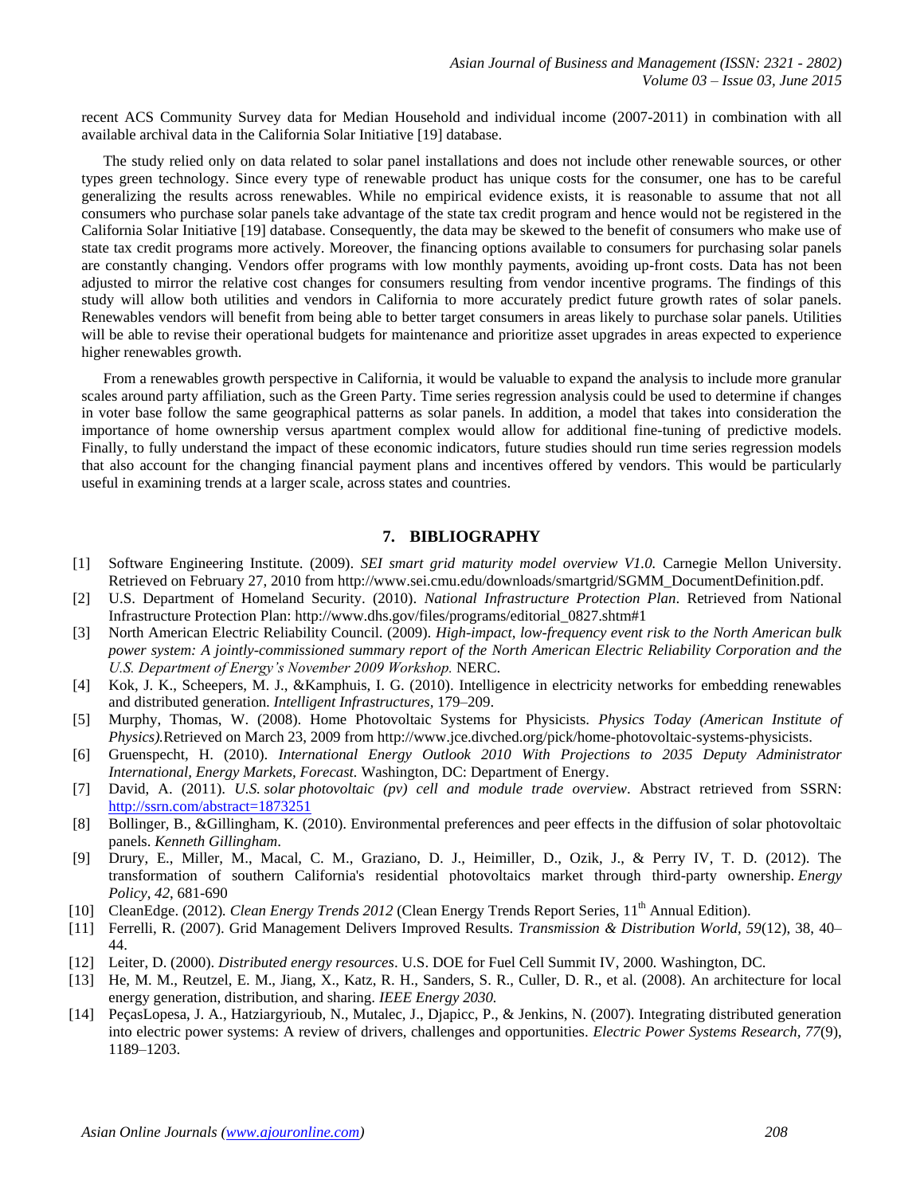recent ACS Community Survey data for Median Household and individual income (2007-2011) in combination with all available archival data in the California Solar Initiative [19] database.

The study relied only on data related to solar panel installations and does not include other renewable sources, or other types green technology. Since every type of renewable product has unique costs for the consumer, one has to be careful generalizing the results across renewables. While no empirical evidence exists, it is reasonable to assume that not all consumers who purchase solar panels take advantage of the state tax credit program and hence would not be registered in the California Solar Initiative [19] database. Consequently, the data may be skewed to the benefit of consumers who make use of state tax credit programs more actively. Moreover, the financing options available to consumers for purchasing solar panels are constantly changing. Vendors offer programs with low monthly payments, avoiding up-front costs. Data has not been adjusted to mirror the relative cost changes for consumers resulting from vendor incentive programs. The findings of this study will allow both utilities and vendors in California to more accurately predict future growth rates of solar panels. Renewables vendors will benefit from being able to better target consumers in areas likely to purchase solar panels. Utilities will be able to revise their operational budgets for maintenance and prioritize asset upgrades in areas expected to experience higher renewables growth.

From a renewables growth perspective in California, it would be valuable to expand the analysis to include more granular scales around party affiliation, such as the Green Party. Time series regression analysis could be used to determine if changes in voter base follow the same geographical patterns as solar panels. In addition, a model that takes into consideration the importance of home ownership versus apartment complex would allow for additional fine-tuning of predictive models. Finally, to fully understand the impact of these economic indicators, future studies should run time series regression models that also account for the changing financial payment plans and incentives offered by vendors. This would be particularly useful in examining trends at a larger scale, across states and countries.

## 7. BIBLIOGRAPHY

[1] Software Engineering Institute. (2009). *SEI smart grid maturity model overview V1.0.* Carnegie Mellon University. Retrieved on February 27, 2010 from http://www.sei.cmu.edu/downloads/smartgrid/SGMM_DocumentDefinition.pdf.

[2] U.S. Department of Homeland Security. (2010). *National Infrastructure Protection Plan*. Retrieved from National Infrastructure Protection Plan: http://www.dhs.gov/files/programs/editorial_0827.shtm#1

[3] North American Electric Reliability Council. (2009). *High-impact, low-frequency event risk to the North American bulk power system: A jointly-commissioned summary report of the North American Electric Reliability Corporation and the U.S. Department of Energy's November 2009 Workshop.* NERC.

[4] Kok, J. K., Scheepers, M. J., &Kamphuis, I. G. (2010). Intelligence in electricity networks for embedding renewables and distributed generation. *Intelligent Infrastructures,* 179–209.

[5] Murphy, Thomas, W. (2008). Home Photovoltaic Systems for Physicists. *Physics Today (American Institute of Physics).*Retrieved on March 23, 2009 from http://www.jce.divched.org/pick/home-photovoltaic-systems-physicists.

[6] Gruenspecht, H. (2010). *International Energy Outlook 2010 With Projections to 2035 Deputy Administrator International, Energy Markets, Forecast.* Washington, DC: Department of Energy.

[7] David, A. (2011). *U.S. solar photovoltaic (pv) cell and module trade overview*. Abstract retrieved from SSRN: http://ssrn.com/abstract=1873251

[8] Bollinger, B., &Gillingham, K. (2010). Environmental preferences and peer effects in the diffusion of solar photovoltaic panels. *Kenneth Gillingham*.

[9] Drury, E., Miller, M., Macal, C. M., Graziano, D. J., Heimiller, D., Ozik, J., & Perry IV, T. D. (2012). The transformation of southern California's residential photovoltaics market through third-party ownership. *Energy Policy*, *42*, 681-690

[10] CleanEdge. (2012). *Clean Energy Trends 2012* (Clean Energy Trends Report Series, 11th Annual Edition).

[11] Ferrelli, R. (2007). Grid Management Delivers Improved Results. *Transmission & Distribution World, 59*(12), 38, 40–44.

[12] Leiter, D. (2000). *Distributed energy resources*. U.S. DOE for Fuel Cell Summit IV, 2000. Washington, DC.

[13] He, M. M., Reutzel, E. M., Jiang, X., Katz, R. H., Sanders, S. R., Culler, D. R., et al. (2008). An architecture for local energy generation, distribution, and sharing. *IEEE Energy 2030.*

[14] PeçasLopesa, J. A., Hatziargyrioub, N., Mutalec, J., Djapicc, P., & Jenkins, N. (2007). Integrating distributed generation into electric power systems: A review of drivers, challenges and opportunities. *Electric Power Systems Research, 77*(9), 1189–1203.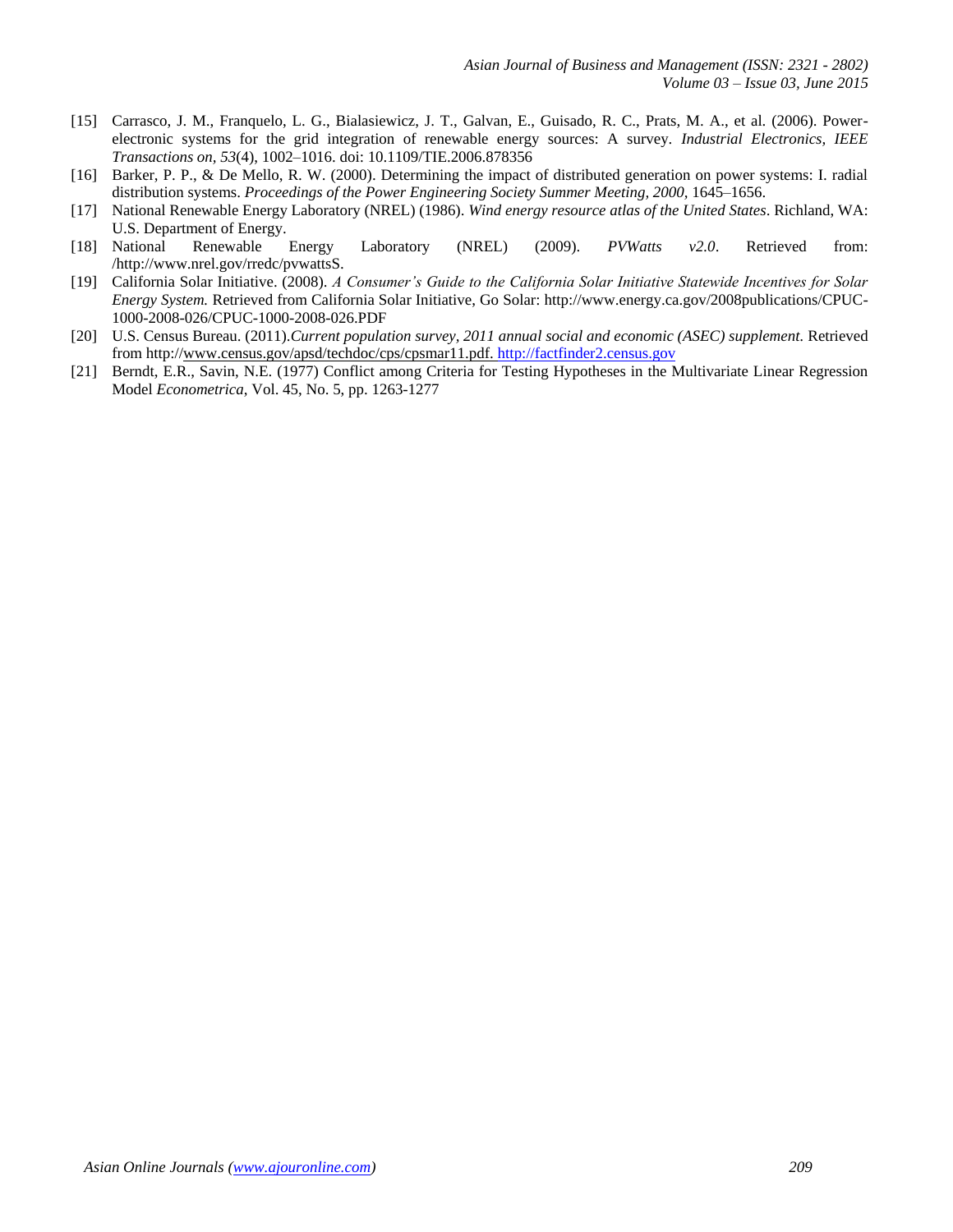[15] Carrasco, J. M., Franquelo, L. G., Bialasiewicz, J. T., Galvan, E., Guisado, R. C., Prats, M. A., et al. (2006). Power-electronic systems for the grid integration of renewable energy sources: A survey. *Industrial Electronics, IEEE Transactions on, 53*(4), 1002–1016. doi: 10.1109/TIE.2006.878356

[16] Barker, P. P., & De Mello, R. W. (2000). Determining the impact of distributed generation on power systems: I. radial distribution systems. *Proceedings of the Power Engineering Society Summer Meeting, 2000,* 1645–1656.

[17] National Renewable Energy Laboratory (NREL) (1986). *Wind energy resource atlas of the United States*. Richland, WA: U.S. Department of Energy.

[18] National Renewable Energy Laboratory (NREL) (2009). *PVWatts v2.0*. Retrieved from: /http://www.nrel.gov/rredc/pvwattsS.

[19] California Solar Initiative. (2008). *A Consumer's Guide to the California Solar Initiative Statewide Incentives for Solar Energy System.* Retrieved from California Solar Initiative, Go Solar: http://www.energy.ca.gov/2008publications/CPUC-1000-2008-026/CPUC-1000-2008-026.PDF

[20] U.S. Census Bureau. (2011).*Current population survey, 2011 annual social and economic (ASEC) supplement*. Retrieved from http://www.census.gov/apsd/techdoc/cps/cpsmar11.pdf. http://factfinder2.census.gov

[21] Berndt, E.R., Savin, N.E. (1977) Conflict among Criteria for Testing Hypotheses in the Multivariate Linear Regression Model *Econometrica*, Vol. 45, No. 5, pp. 1263-1277